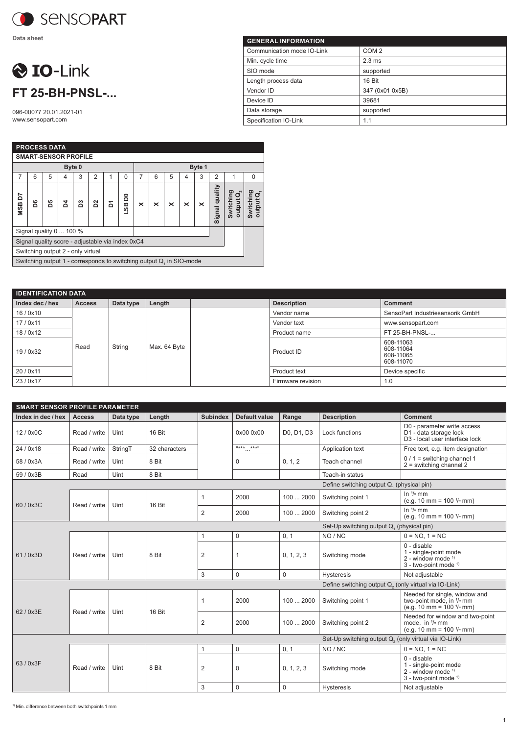**Data sheet**

# IO-Link

## FT 25-BH-PNSL-...

096-00077 20.01.2021-01
www.sensopart.com

| GENERAL INFORMATION | |
|---|---|
| Communication mode IO-Link | COM 2 |
| Min. cycle time | 2.3 ms |
| SIO mode | supported |
| Length process data | 16 Bit |
| Vendor ID | 347 (0x01 0x5B) |
| Device ID | 39681 |
| Data storage | supported |
| Specification IO-Link | 1.1 |

**PROCESS DATA**

**SMART-SENSOR PROFILE**

| Byte 0 | | | | | | | | Byte 1 | | | | | | | |
|---|---|---|---|---|---|---|---|---|---|---|---|---|---|---|---|
| 7 | 6 | 5 | 4 | 3 | 2 | 1 | 0 | 7 | 6 | 5 | 4 | 3 | 2 | 1 | 0 |
| MSB D7 | D6 | D5 | D4 | D3 | D2 | D1 | LSB D0 | x | x | x | x | x | Signal quality | Switching output $Q_2$ | Switching output $Q_1$ |

- Signal quality 0 ... 100 %
- Signal quality score - adjustable via index 0xC4
- Switching output 2 - only virtual
- Switching output 1 - corresponds to switching output $Q_1$ in SIO-mode

**IDENTIFICATION DATA**

| Index dec / hex | Access | Data type | Length | | Description | Comment |
|---|---|---|---|---|---|---|
| 16 / 0x10 | Read | String | Max. 64 Byte | | Vendor name | SensoPart Industriesensorik GmbH |
| 17 / 0x11 | | | | | Vendor text | www.sensopart.com |
| 18 / 0x12 | | | | | Product name | FT 25-BH-PNSL-... |
| 19 / 0x32 | | | | | Product ID | 608-11063<br>608-11064<br>608-11065<br>608-11070 |
| 20 / 0x11 | | | | | Product text | Device specific |
| 23 / 0x17 | | | | | Firmware revision | 1.0 |

**SMART SENSOR PROFILE PARAMETER**

| Index in dec / hex | Access | Data type | Length | Subindex | Default value | Range | Description | Comment |
|---|---|---|---|---|---|---|---|---|
| 12 / 0x0C | Read / write | Uint | 16 Bit | | 0x00 0x00 | D0, D1, D3 | Lock functions | D0 - parameter write access<br>D1 - data storage lock<br>D3 - local user interface lock |
| 24 / 0x18 | Read / write | StringT | 32 characters | | "***...***" | | Application text | Free text, e.g. item designation |
| 58 / 0x3A | Read / write | Uint | 8 Bit | | 0 | 0, 1, 2 | Teach channel | 0 / 1 = switching channel 1<br>2 = switching channel 2 |
| 59 / 0x3B | Read | Uint | 8 Bit | | | | Teach-in status | |
| | | | | | | | Define switching output $Q_1$ (physical pin) | |
| 60 / 0x3C | Read / write | Uint | 16 Bit | 1 | 2000 | 100 ... 2000 | Switching point 1 | In 1/10 mm (e.g. 10 mm = 100 1/10 mm) |
| | | | | 2 | 2000 | 100 ... 2000 | Switching point 2 | In 1/10 mm (e.g. 10 mm = 100 1/10 mm) |
| | | | | | | | Set-Up switching output $Q_1$ (physical pin) | |
| 61 / 0x3D | Read / write | Uint | 8 Bit | 1 | 0 | 0, 1 | NO / NC | 0 = NO, 1 = NC |
| | | | | 2 | 1 | 0, 1, 2, 3 | Switching mode | 0 - disable<br>1 - single-point mode<br>2 - window mode [1]<br>3 - two-point mode [1] |
| | | | | 3 | 0 | 0 | Hysteresis | Not adjustable |
| | | | | | | | Define switching output $Q_2$ (only virtual via IO-Link) | |
| 62 / 0x3E | Read / write | Uint | 16 Bit | 1 | 2000 | 100 ... 2000 | Switching point 1 | Needed for single, window and two-point mode, in 1/10 mm (e.g. 10 mm = 100 1/10 mm) |
| | | | | 2 | 2000 | 100 ... 2000 | Switching point 2 | Needed for window and two-point mode, in 1/10 mm (e.g. 10 mm = 100 1/10 mm) |
| | | | | | | | Set-Up switching output $Q_2$ (only virtual via IO-Link) | |
| 63 / 0x3F | Read / write | Uint | 8 Bit | 1 | 0 | 0, 1 | NO / NC | 0 = NO, 1 = NC |
| | | | | 2 | 0 | 0, 1, 2, 3 | Switching mode | 0 - disable<br>1 - single-point mode<br>2 - window mode [1]<br>3 - two-point mode [1] |
| | | | | 3 | 0 | 0 | Hysteresis | Not adjustable |

[1] Min. difference between both switchpoints 1 mm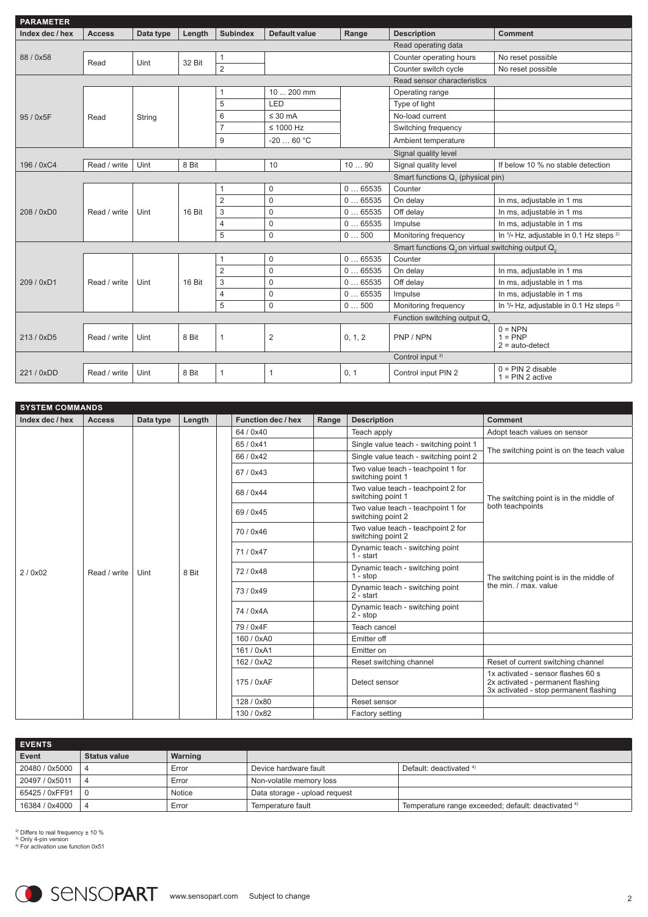## PARAMETER

| Index dec / hex | Access | Data type | Length | Subindex | Default value | Range | Description | Comment |
|---|---|---|---|---|---|---|---|---|
| | | | | | | | Read operating data | |
| 88 / 0x58 | Read | Uint | 32 Bit | 1 | | | Counter operating hours | No reset possible |
| | | | | 2 | | | Counter switch cycle | No reset possible |
| | | | | | | | Read sensor characteristics | |
| 95 / 0x5F | Read | String | | 1 | 10 … 200 mm | | Operating range | |
| | | | | 5 | LED | | Type of light | |
| | | | | 6 | ≤ 30 mA | | No-load current | |
| | | | | 7 | ≤ 1000 Hz | | Switching frequency | |
| | | | | 9 | -20 … 60 °C | | Ambient temperature | |
| | | | | | | | Signal quality level | |
| 196 / 0xC4 | Read / write | Uint | 8 Bit | | 10 | 10 … 90 | Signal quality level | If below 10 % no stable detection |
| | | | | | | | Smart functions $Q_1$ (physical pin) | |
| 208 / 0xD0 | Read / write | Uint | 16 Bit | 1 | 0 | 0 … 65535 | Counter | |
| | | | | 2 | 0 | 0 … 65535 | On delay | In ms, adjustable in 1 ms |
| | | | | 3 | 0 | 0 … 65535 | Off delay | In ms, adjustable in 1 ms |
| | | | | 4 | 0 | 0 … 65535 | Impulse | In ms, adjustable in 1 ms |
| | | | | 5 | 0 | 0 … 500 | Monitoring frequency | In ¹/₈ Hz, adjustable in 0.1 Hz steps [2] |
| | | | | | | | Smart functions $Q_2$ on virtual switching output $Q_2$ | |
| 209 / 0xD1 | Read / write | Uint | 16 Bit | 1 | 0 | 0 … 65535 | Counter | |
| | | | | 2 | 0 | 0 … 65535 | On delay | In ms, adjustable in 1 ms |
| | | | | 3 | 0 | 0 … 65535 | Off delay | In ms, adjustable in 1 ms |
| | | | | 4 | 0 | 0 … 65535 | Impulse | In ms, adjustable in 1 ms |
| | | | | 5 | 0 | 0 … 500 | Monitoring frequency | In ¹/₈ Hz, adjustable in 0.1 Hz steps [2] |
| | | | | | | | Function switching output $Q_1$ | |
| 213 / 0xD5 | Read / write | Uint | 8 Bit | 1 | 2 | 0, 1, 2 | PNP / NPN | 0 = NPN<br>1 = PNP<br>2 = auto-detect |
| | | | | | | | Control input [3] | |
| 221 / 0xDD | Read / write | Uint | 8 Bit | 1 | 1 | 0, 1 | Control input PIN 2 | 0 = PIN 2 disable<br>1 = PIN 2 active |

## SYSTEM COMMANDS

| Index dec / hex | Access | Data type | Length | | Function dec / hex | Range | Description | Comment |
|---|---|---|---|---|---|---|---|---|
| 2 / 0x02 | Read / write | Uint | 8 Bit | | 64 / 0x40 | | Teach apply | Adopt teach values on sensor |
| | | | | | 65 / 0x41 | | Single value teach - switching point 1 | The switching point is on the teach value |
| | | | | | 66 / 0x42 | | Single value teach - switching point 2 | |
| | | | | | 67 / 0x43 | | Two value teach - teachpoint 1 for switching point 1 | The switching point is in the middle of both teachpoints |
| | | | | | 68 / 0x44 | | Two value teach - teachpoint 2 for switching point 1 | |
| | | | | | 69 / 0x45 | | Two value teach - teachpoint 1 for switching point 2 | |
| | | | | | 70 / 0x46 | | Two value teach - teachpoint 2 for switching point 2 | |
| | | | | | 71 / 0x47 | | Dynamic teach - switching point 1 - start | The switching point is in the middle of the min. / max. value |
| | | | | | 72 / 0x48 | | Dynamic teach - switching point 1 - stop | |
| | | | | | 73 / 0x49 | | Dynamic teach - switching point 2 - start | |
| | | | | | 74 / 0x4A | | Dynamic teach - switching point 2 - stop | |
| | | | | | 79 / 0x4F | | Teach cancel | |
| | | | | | 160 / 0xA0 | | Emitter off | |
| | | | | | 161 / 0xA1 | | Emitter on | |
| | | | | | 162 / 0xA2 | | Reset switching channel | Reset of current switching channel |
| | | | | | 175 / 0xAF | | Detect sensor | 1x activated - sensor flashes 60 s<br>2x activated - permanent flashing<br>3x activated - stop permanent flashing |
| | | | | | 128 / 0x80 | | Reset sensor | |
| | | | | | 130 / 0x82 | | Factory setting | |

## EVENTS

| Event | Status value | Warning | | |
|---|---|---|---|---|
| 20480 / 0x5000 | 4 | Error | Device hardware fault | Default: deactivated [4] |
| 20497 / 0x5011 | 4 | Error | Non-volatile memory loss | |
| 65425 / 0xFF91 | 0 | Notice | Data storage - upload request | |
| 16384 / 0x4000 | 4 | Error | Temperature fault | Temperature range exceeded; default: deactivated [4] |

[2] Differs to real frequency ± 10 %
[3] Only 4-pin version
[4] For activation use function 0x51

www.sensopart.com Subject to change